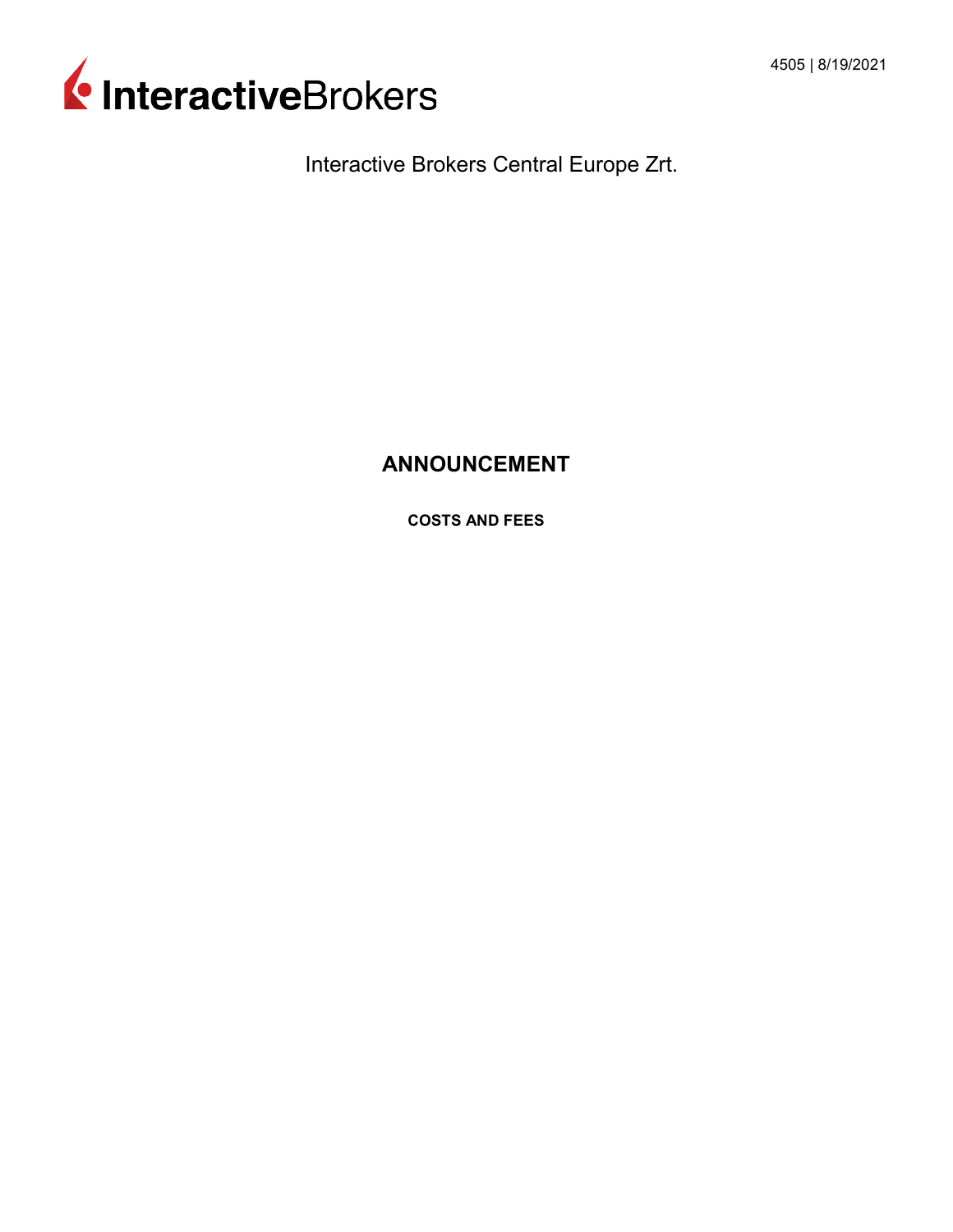4505 | 8/19/2021

InteractiveBrokers

Interactive Brokers Central Europe Zrt.

# ANNOUNCEMENT

**COSTS AND FEES**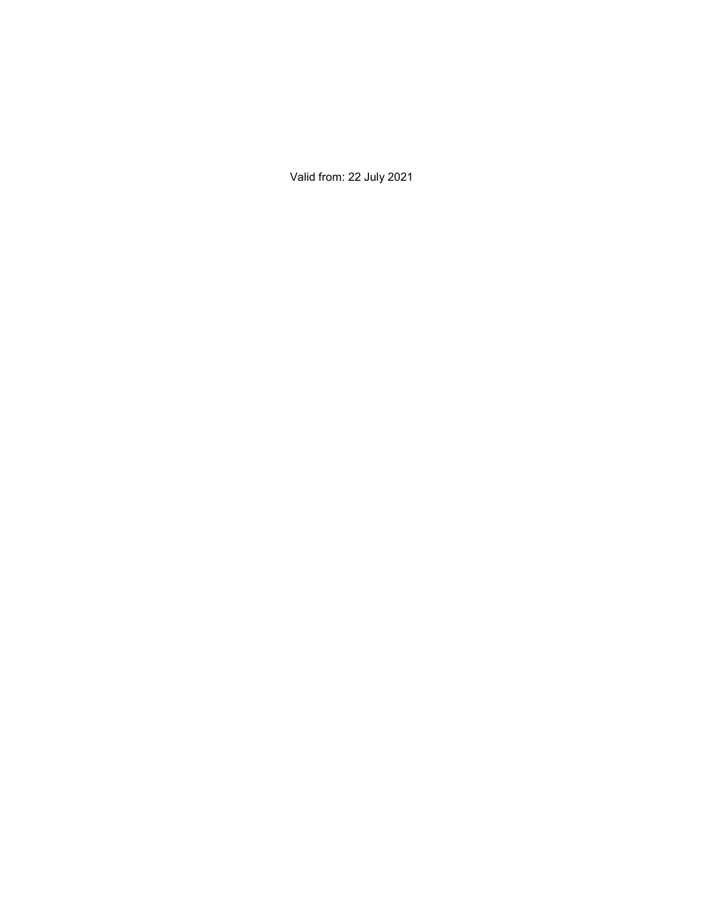Valid from: 22 July 2021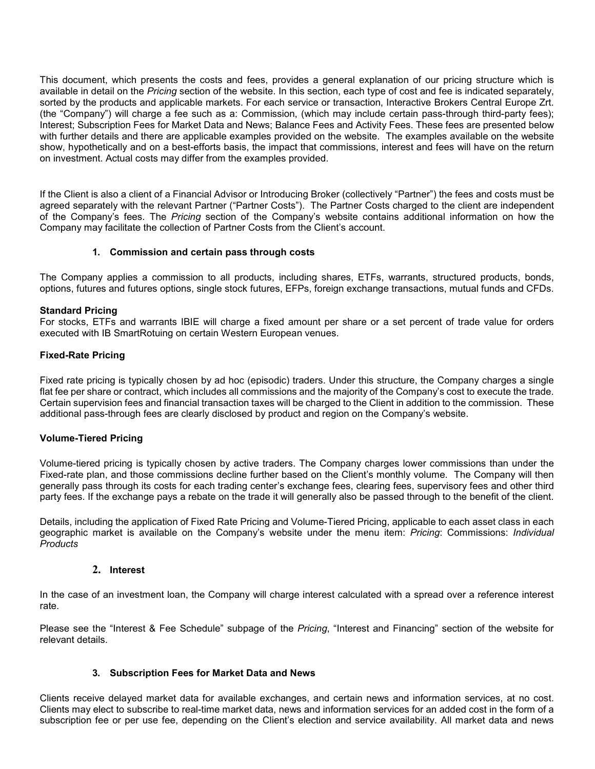This document, which presents the costs and fees, provides a general explanation of our pricing structure which is available in detail on the *Pricing* section of the website. In this section, each type of cost and fee is indicated separately, sorted by the products and applicable markets. For each service or transaction, Interactive Brokers Central Europe Zrt. (the "Company") will charge a fee such as a: Commission, (which may include certain pass-through third-party fees); Interest; Subscription Fees for Market Data and News; Balance Fees and Activity Fees. These fees are presented below with further details and there are applicable examples provided on the website. The examples available on the website show, hypothetically and on a best-efforts basis, the impact that commissions, interest and fees will have on the return on investment. Actual costs may differ from the examples provided.

If the Client is also a client of a Financial Advisor or Introducing Broker (collectively "Partner") the fees and costs must be agreed separately with the relevant Partner ("Partner Costs"). The Partner Costs charged to the client are independent of the Company's fees. The *Pricing* section of the Company's website contains additional information on how the Company may facilitate the collection of Partner Costs from the Client's account.

### 1. Commission and certain pass through costs

The Company applies a commission to all products, including shares, ETFs, warrants, structured products, bonds, options, futures and futures options, single stock futures, EFPs, foreign exchange transactions, mutual funds and CFDs.

**Standard Pricing**
For stocks, ETFs and warrants IBIE will charge a fixed amount per share or a set percent of trade value for orders executed with IB SmartRotuing on certain Western European venues.

**Fixed-Rate Pricing**

Fixed rate pricing is typically chosen by ad hoc (episodic) traders. Under this structure, the Company charges a single flat fee per share or contract, which includes all commissions and the majority of the Company's cost to execute the trade. Certain supervision fees and financial transaction taxes will be charged to the Client in addition to the commission. These additional pass-through fees are clearly disclosed by product and region on the Company's website.

**Volume-Tiered Pricing**

Volume-tiered pricing is typically chosen by active traders. The Company charges lower commissions than under the Fixed-rate plan, and those commissions decline further based on the Client's monthly volume. The Company will then generally pass through its costs for each trading center's exchange fees, clearing fees, supervisory fees and other third party fees. If the exchange pays a rebate on the trade it will generally also be passed through to the benefit of the client.

Details, including the application of Fixed Rate Pricing and Volume-Tiered Pricing, applicable to each asset class in each geographic market is available on the Company's website under the menu item: *Pricing*: Commissions: *Individual Products*

### 2. Interest

In the case of an investment loan, the Company will charge interest calculated with a spread over a reference interest rate.

Please see the "Interest & Fee Schedule" subpage of the *Pricing*, "Interest and Financing" section of the website for relevant details.

### 3. Subscription Fees for Market Data and News

Clients receive delayed market data for available exchanges, and certain news and information services, at no cost. Clients may elect to subscribe to real-time market data, news and information services for an added cost in the form of a subscription fee or per use fee, depending on the Client's election and service availability. All market data and news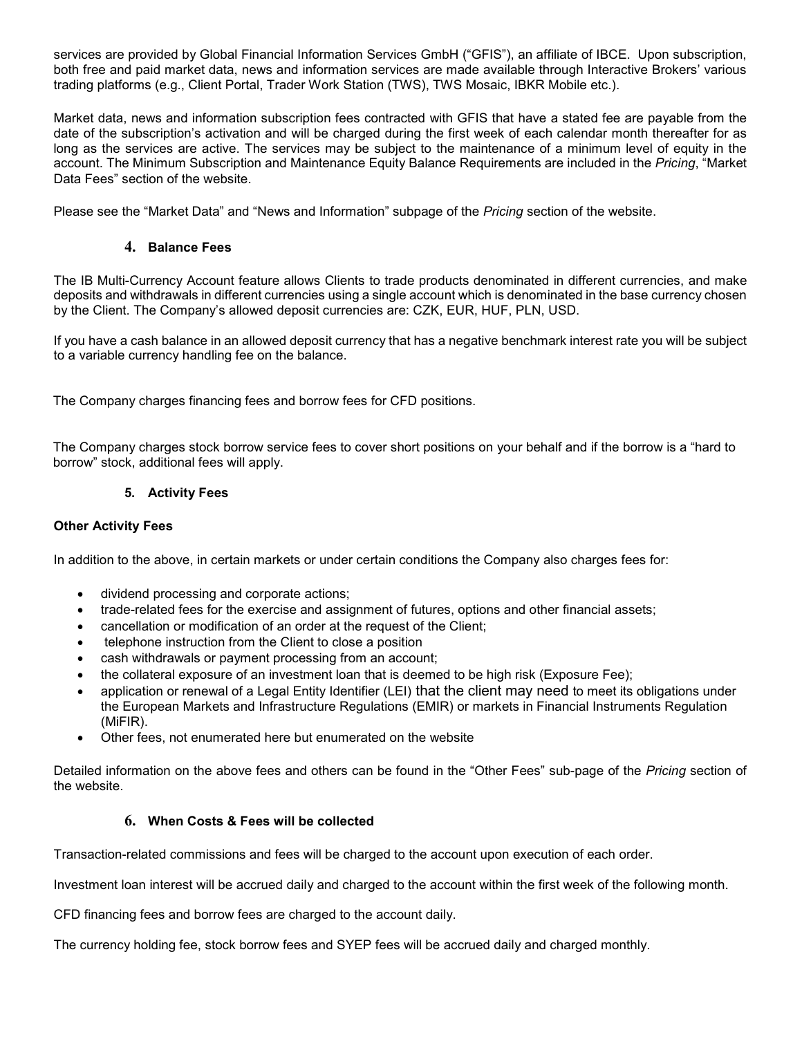services are provided by Global Financial Information Services GmbH ("GFIS"), an affiliate of IBCE. Upon subscription, both free and paid market data, news and information services are made available through Interactive Brokers' various trading platforms (e.g., Client Portal, Trader Work Station (TWS), TWS Mosaic, IBKR Mobile etc.).

Market data, news and information subscription fees contracted with GFIS that have a stated fee are payable from the date of the subscription's activation and will be charged during the first week of each calendar month thereafter for as long as the services are active. The services may be subject to the maintenance of a minimum level of equity in the account. The Minimum Subscription and Maintenance Equity Balance Requirements are included in the *Pricing*, "Market Data Fees" section of the website.

Please see the "Market Data" and "News and Information" subpage of the *Pricing* section of the website.

### 4. Balance Fees

The IB Multi-Currency Account feature allows Clients to trade products denominated in different currencies, and make deposits and withdrawals in different currencies using a single account which is denominated in the base currency chosen by the Client. The Company's allowed deposit currencies are: CZK, EUR, HUF, PLN, USD.

If you have a cash balance in an allowed deposit currency that has a negative benchmark interest rate you will be subject to a variable currency handling fee on the balance.

The Company charges financing fees and borrow fees for CFD positions.

The Company charges stock borrow service fees to cover short positions on your behalf and if the borrow is a "hard to borrow" stock, additional fees will apply.

### 5. Activity Fees

**Other Activity Fees**

In addition to the above, in certain markets or under certain conditions the Company also charges fees for:

- dividend processing and corporate actions;
- trade-related fees for the exercise and assignment of futures, options and other financial assets;
- cancellation or modification of an order at the request of the Client;
- telephone instruction from the Client to close a position
- cash withdrawals or payment processing from an account;
- the collateral exposure of an investment loan that is deemed to be high risk (Exposure Fee);
- application or renewal of a Legal Entity Identifier (LEI) that the client may need to meet its obligations under the European Markets and Infrastructure Regulations (EMIR) or markets in Financial Instruments Regulation (MiFIR).
- Other fees, not enumerated here but enumerated on the website

Detailed information on the above fees and others can be found in the "Other Fees" sub-page of the *Pricing* section of the website.

### 6. When Costs & Fees will be collected

Transaction-related commissions and fees will be charged to the account upon execution of each order.

Investment loan interest will be accrued daily and charged to the account within the first week of the following month.

CFD financing fees and borrow fees are charged to the account daily.

The currency holding fee, stock borrow fees and SYEP fees will be accrued daily and charged monthly.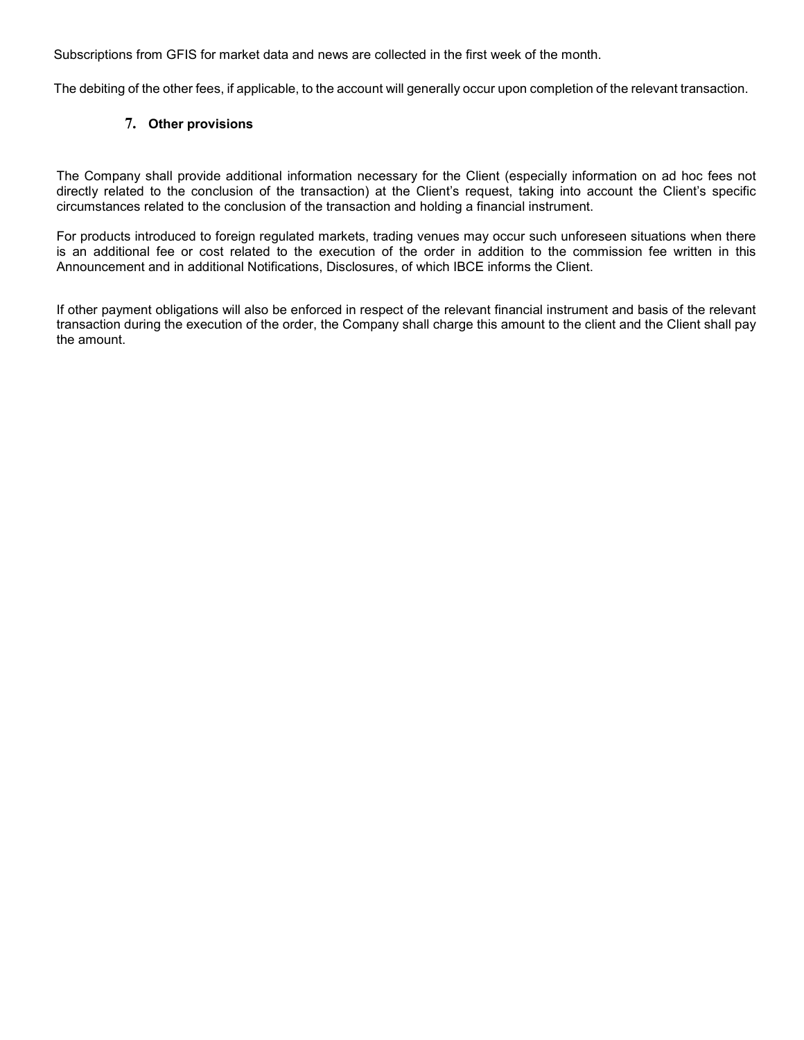Subscriptions from GFIS for market data and news are collected in the first week of the month.

The debiting of the other fees, if applicable, to the account will generally occur upon completion of the relevant transaction.

## 7. Other provisions

The Company shall provide additional information necessary for the Client (especially information on ad hoc fees not directly related to the conclusion of the transaction) at the Client's request, taking into account the Client's specific circumstances related to the conclusion of the transaction and holding a financial instrument.

For products introduced to foreign regulated markets, trading venues may occur such unforeseen situations when there is an additional fee or cost related to the execution of the order in addition to the commission fee written in this Announcement and in additional Notifications, Disclosures, of which IBCE informs the Client.

If other payment obligations will also be enforced in respect of the relevant financial instrument and basis of the relevant transaction during the execution of the order, the Company shall charge this amount to the client and the Client shall pay the amount.